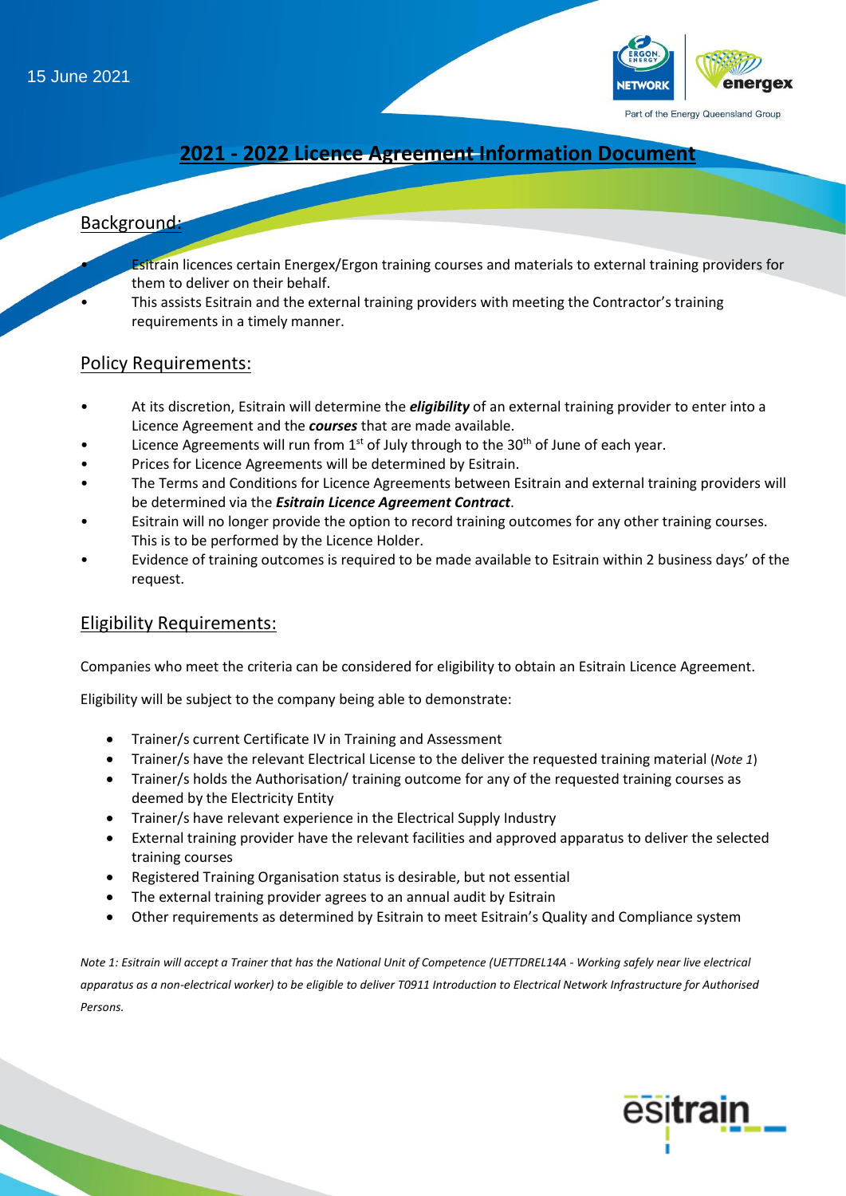15 June 2021

# 2021 - 2022 Licence Agreement Information Document

## Background:

- Esitrain licences certain Energex/Ergon training courses and materials to external training providers for them to deliver on their behalf.
- This assists Esitrain and the external training providers with meeting the Contractor's training requirements in a timely manner.

## Policy Requirements:

- At its discretion, Esitrain will determine the ***eligibility*** of an external training provider to enter into a Licence Agreement and the ***courses*** that are made available.
- Licence Agreements will run from 1st of July through to the 30th of June of each year.
- Prices for Licence Agreements will be determined by Esitrain.
- The Terms and Conditions for Licence Agreements between Esitrain and external training providers will be determined via the ***Esitrain Licence Agreement Contract***.
- Esitrain will no longer provide the option to record training outcomes for any other training courses. This is to be performed by the Licence Holder.
- Evidence of training outcomes is required to be made available to Esitrain within 2 business days' of the request.

## Eligibility Requirements:

Companies who meet the criteria can be considered for eligibility to obtain an Esitrain Licence Agreement.

Eligibility will be subject to the company being able to demonstrate:

- Trainer/s current Certificate IV in Training and Assessment
- Trainer/s have the relevant Electrical License to the deliver the requested training material (*Note 1*)
- Trainer/s holds the Authorisation/ training outcome for any of the requested training courses as deemed by the Electricity Entity
- Trainer/s have relevant experience in the Electrical Supply Industry
- External training provider have the relevant facilities and approved apparatus to deliver the selected training courses
- Registered Training Organisation status is desirable, but not essential
- The external training provider agrees to an annual audit by Esitrain
- Other requirements as determined by Esitrain to meet Esitrain's Quality and Compliance system

*Note 1: Esitrain will accept a Trainer that has the National Unit of Competence (UETTDREL14A - Working safely near live electrical apparatus as a non-electrical worker) to be eligible to deliver T0911 Introduction to Electrical Network Infrastructure for Authorised Persons.*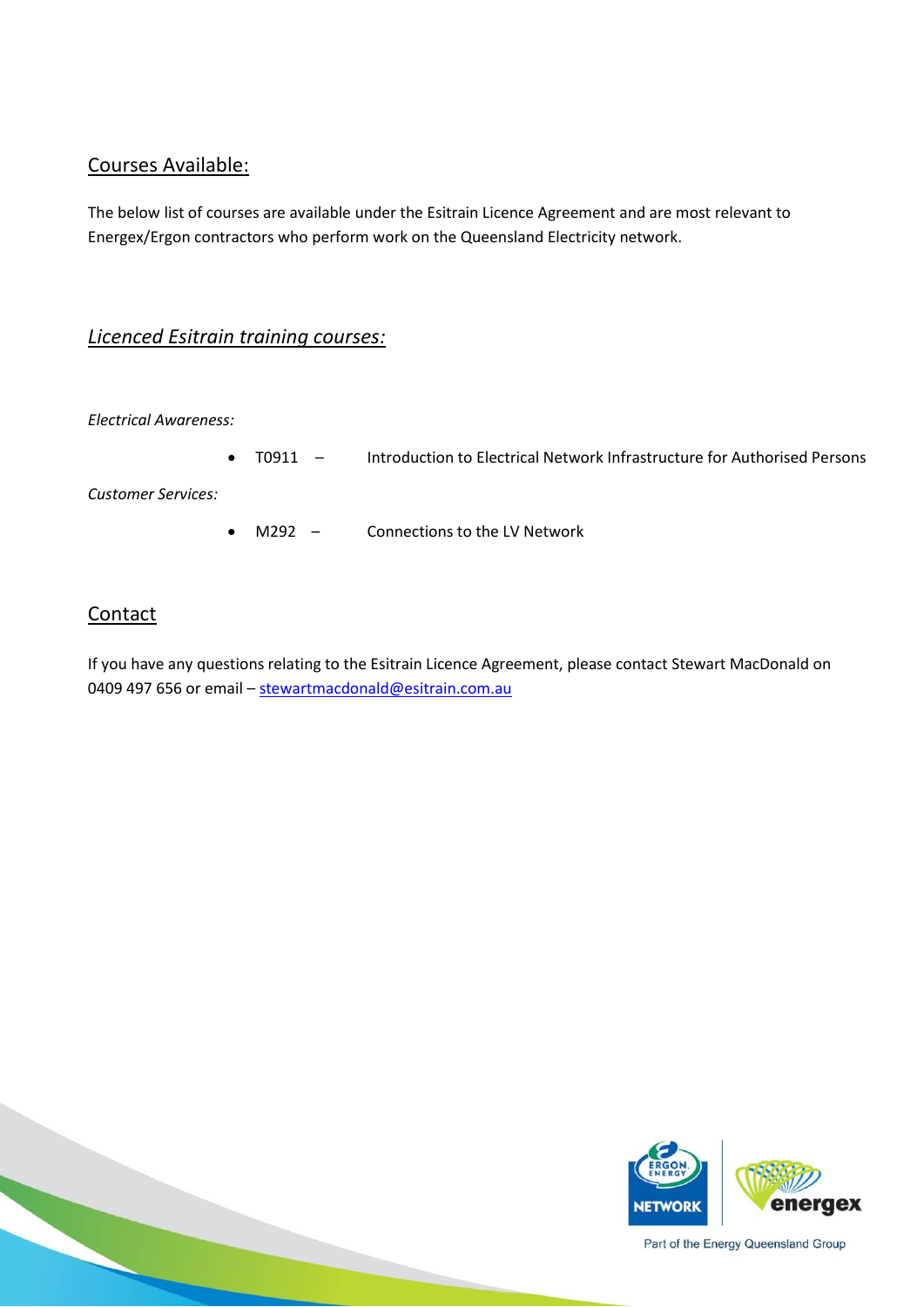## Courses Available:

The below list of courses are available under the Esitrain Licence Agreement and are most relevant to Energex/Ergon contractors who perform work on the Queensland Electricity network.

### *Licenced Esitrain training courses:*

*Electrical Awareness:*

- T0911 – Introduction to Electrical Network Infrastructure for Authorised Persons

*Customer Services:*

- M292 – Connections to the LV Network

## Contact

If you have any questions relating to the Esitrain Licence Agreement, please contact Stewart MacDonald on 0409 497 656 or email – stewartmacdonald@esitrain.com.au